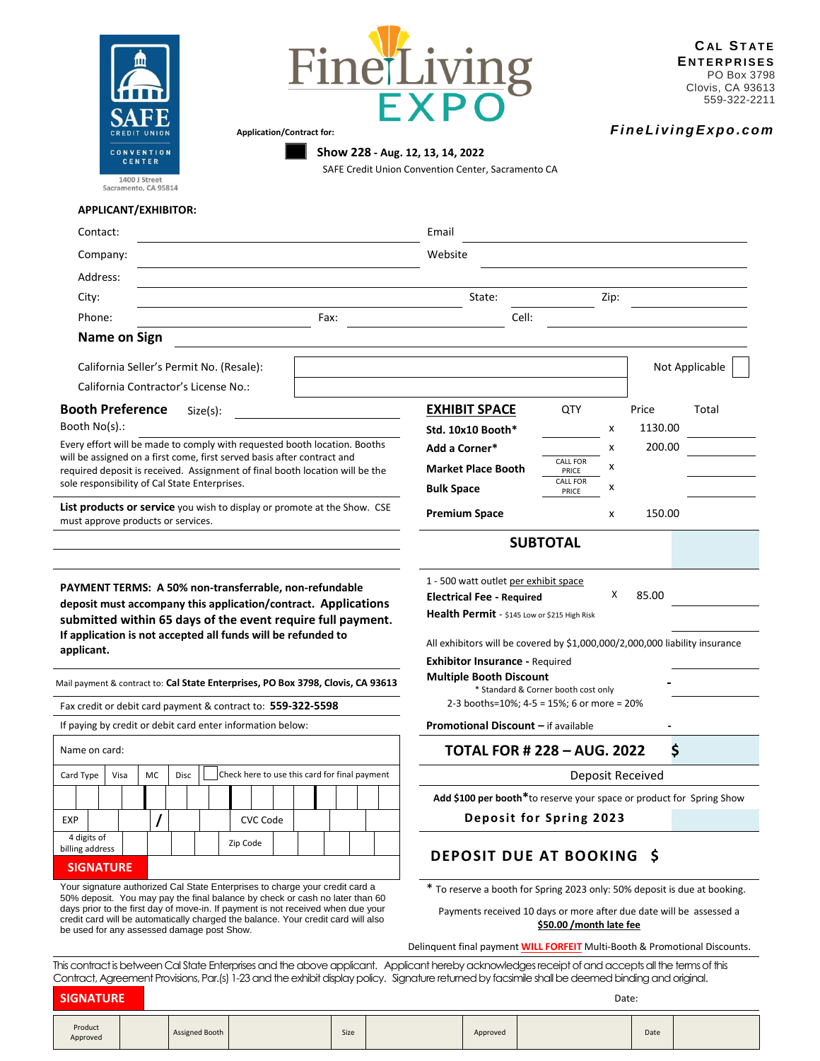SAFE CREDIT UNION CONVENTION CENTER
1400 J Street
Sacramento, CA 95814

# Fine Living EXPO

**CAL STATE ENTERPRISES**
PO Box 3798
Clovis, CA 93613
559-322-2211

***FineLivingExpo.com***

**Application/Contract for:**

**Show 228 - Aug. 12, 13, 14, 2022**
SAFE Credit Union Convention Center, Sacramento CA

**APPLICANT/EXHIBITOR:**

Contact: ______________________ Email ______________________

Company: ______________________ Website ______________________

Address: ______________________

City: ______________________ State: __________ Zip: __________

Phone: __________ Fax: __________ Cell: __________

**Name on Sign** ______________________

California Seller's Permit No. (Resale): ______________________ Not Applicable ☐

California Contractor's License No.: ______________________

**Booth Preference** Size(s): ______________________

Booth No(s).: ______________________

Every effort will be made to comply with requested booth location. Booths will be assigned on a first come, first served basis after contract and required deposit is received. Assignment of final booth location will be the sole responsibility of Cal State Enterprises.

**List products or service** you wish to display or promote at the Show. CSE must approve products or services.

______________________

______________________

**PAYMENT TERMS: A 50% non-transferrable, non-refundable deposit must accompany this application/contract. Applications submitted within 65 days of the event require full payment. If application is not accepted all funds will be refunded to applicant.**

Mail payment & contract to: **Cal State Enterprises, PO Box 3798, Clovis, CA 93613**

Fax credit or debit card payment & contract to: **559-322-5598**

If paying by credit or debit card enter information below:

| Name on card: | | | | |
|---|---|---|---|---|
| Card Type | Visa | MC | Disc | ☐ Check here to use this card for final payment |
| | | | | |
| EXP | / | | CVC Code | |
| 4 digits of billing address | | | Zip Code | |
| **SIGNATURE** | | | | |

Your signature authorized Cal State Enterprises to charge your credit card a 50% deposit. You may pay the final balance by check or cash no later than 60 days prior to the first day of move-in. If payment is not received when due your credit card will be automatically charged the balance. Your credit card will also be used for any assessed damage post Show.

| **EXHIBIT SPACE** | QTY | | Price | Total |
|---|---|---|---|---|
| **Std. 10x10 Booth*** | | x | 1130.00 | |
| **Add a Corner*** | | x | 200.00 | |
| **Market Place Booth** | CALL FOR PRICE | x | | |
| **Bulk Space** | CALL FOR PRICE | x | | |
| **Premium Space** | | x | 150.00 | |
| **SUBTOTAL** | | | | |
| 1 - 500 watt outlet per exhibit space<br>**Electrical Fee - Required** | | X | 85.00 | |
| **Health Permit** - $145 Low or $215 High Risk | | | | |
| All exhibitors will be covered by $1,000,000/2,000,000 liability insurance<br>**Exhibitor Insurance** - Required | | | | |
| **Multiple Booth Discount**<br>* Standard & Corner booth cost only<br>2-3 booths=10%; 4-5 = 15%; 6 or more = 20% | | | - | |
| **Promotional Discount** – if available | | | - | |
| **TOTAL FOR # 228 – AUG. 2022** | | | | $ |
| Deposit Received | | | | |
| **Add $100 per booth*** to reserve your space or product for Spring Show<br>**Deposit for Spring 2023** | | | | |
| **DEPOSIT DUE AT BOOKING** | | | | $ |

\* To reserve a booth for Spring 2023 only: 50% deposit is due at booking.

Payments received 10 days or more after due date will be assessed a **$50.00 /month late fee**

Delinquent final payment **WILL FORFEIT** Multi-Booth & Promotional Discounts.

This contract is between Cal State Enterprises and the above applicant. Applicant hereby acknowledges receipt of and accepts all the terms of this Contract, Agreement Provisions, Par.(s) 1-23 and the exhibit display policy. Signature returned by facsimile shall be deemed binding and original.

**SIGNATURE** ______________________ Date: __________

| Product Approved | | Assigned Booth | | Size | | Approved | | Date | |
|---|---|---|---|---|---|---|---|---|---|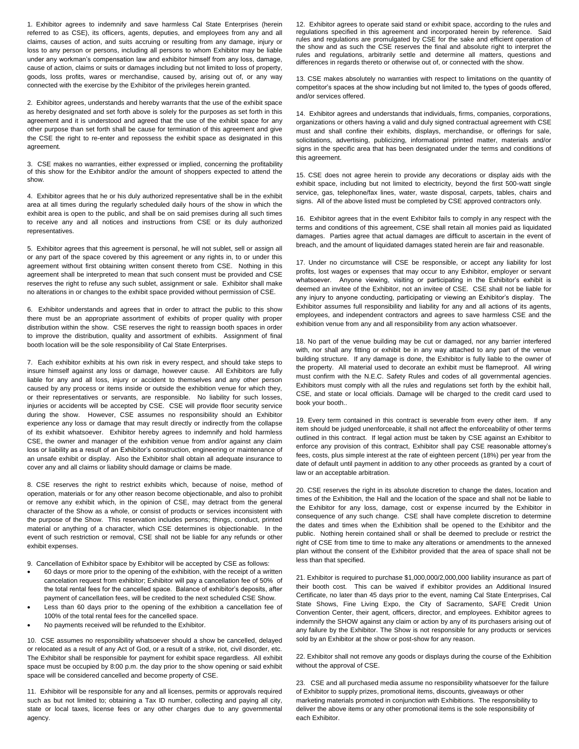1. Exhibitor agrees to indemnify and save harmless Cal State Enterprises (herein referred to as CSE), its officers, agents, deputies, and employees from any and all claims, causes of action, and suits accruing or resulting from any damage, injury or loss to any person or persons, including all persons to whom Exhibitor may be liable under any workman's compensation law and exhibitor himself from any loss, damage, cause of action, claims or suits or damages including but not limited to loss of property, goods, loss profits, wares or merchandise, caused by, arising out of, or any way connected with the exercise by the Exhibitor of the privileges herein granted.

2. Exhibitor agrees, understands and hereby warrants that the use of the exhibit space as hereby designated and set forth above is solely for the purposes as set forth in this agreement and it is understood and agreed that the use of the exhibit space for any other purpose than set forth shall be cause for termination of this agreement and give the CSE the right to re-enter and repossess the exhibit space as designated in this agreement.

3. CSE makes no warranties, either expressed or implied, concerning the profitability of this show for the Exhibitor and/or the amount of shoppers expected to attend the show.

4. Exhibitor agrees that he or his duly authorized representative shall be in the exhibit area at all times during the regularly scheduled daily hours of the show in which the exhibit area is open to the public, and shall be on said premises during all such times to receive any and all notices and instructions from CSE or its duly authorized representatives.

5. Exhibitor agrees that this agreement is personal, he will not sublet, sell or assign all or any part of the space covered by this agreement or any rights in, to or under this agreement without first obtaining written consent thereto from CSE. Nothing in this agreement shall be interpreted to mean that such consent must be provided and CSE reserves the right to refuse any such sublet, assignment or sale. Exhibitor shall make no alterations in or changes to the exhibit space provided without permission of CSE.

6. Exhibitor understands and agrees that in order to attract the public to this show there must be an appropriate assortment of exhibits of proper quality with proper distribution within the show. CSE reserves the right to reassign booth spaces in order to improve the distribution, quality and assortment of exhibits. Assignment of final booth location will be the sole responsibility of Cal State Enterprises.

7. Each exhibitor exhibits at his own risk in every respect, and should take steps to insure himself against any loss or damage, however cause. All Exhibitors are fully liable for any and all loss, injury or accident to themselves and any other person caused by any process or items inside or outside the exhibition venue for which they, or their representatives or servants, are responsible. No liability for such losses, injuries or accidents will be accepted by CSE. CSE will provide floor security service during the show. However, CSE assumes no responsibility should an Exhibitor experience any loss or damage that may result directly or indirectly from the collapse of its exhibit whatsoever. Exhibitor hereby agrees to indemnify and hold harmless CSE, the owner and manager of the exhibition venue from and/or against any claim loss or liability as a result of an Exhibitor's construction, engineering or maintenance of an unsafe exhibit or display. Also the Exhibitor shall obtain all adequate insurance to cover any and all claims or liability should damage or claims be made.

8. CSE reserves the right to restrict exhibits which, because of noise, method of operation, materials or for any other reason become objectionable, and also to prohibit or remove any exhibit which, in the opinion of CSE, may detract from the general character of the Show as a whole, or consist of products or services inconsistent with the purpose of the Show. This reservation includes persons; things, conduct, printed material or anything of a character, which CSE determines is objectionable. In the event of such restriction or removal, CSE shall not be liable for any refunds or other exhibit expenses.

9. Cancellation of Exhibitor space by Exhibitor will be accepted by CSE as follows:

- 60 days or more prior to the opening of the exhibition, with the receipt of a written cancelation request from exhibitor; Exhibitor will pay a cancellation fee of 50% of the total rental fees for the cancelled space. Balance of exhibitor's deposits, after payment of cancellation fees, will be credited to the next scheduled CSE Show.
- Less than 60 days prior to the opening of the exhibition a cancellation fee of 100% of the total rental fees for the cancelled space.
- No payments received will be refunded to the Exhibitor.

10. CSE assumes no responsibility whatsoever should a show be cancelled, delayed or relocated as a result of any Act of God, or a result of a strike, riot, civil disorder, etc. The Exhibitor shall be responsible for payment for exhibit space regardless. All exhibit space must be occupied by 8:00 p.m. the day prior to the show opening or said exhibit space will be considered cancelled and become property of CSE.

11. Exhibitor will be responsible for any and all licenses, permits or approvals required such as but not limited to; obtaining a Tax ID number, collecting and paying all city, state or local taxes, license fees or any other charges due to any governmental agency.

12. Exhibitor agrees to operate said stand or exhibit space, according to the rules and regulations specified in this agreement and incorporated herein by reference. Said rules and regulations are promulgated by CSE for the sake and efficient operation of the show and as such the CSE reserves the final and absolute right to interpret the rules and regulations, arbitrarily settle and determine all matters, questions and differences in regards thereto or otherwise out of, or connected with the show.

13. CSE makes absolutely no warranties with respect to limitations on the quantity of competitor's spaces at the show including but not limited to, the types of goods offered, and/or services offered.

14. Exhibitor agrees and understands that individuals, firms, companies, corporations, organizations or others having a valid and duly signed contractual agreement with CSE must and shall confine their exhibits, displays, merchandise, or offerings for sale, solicitations, advertising, publicizing, informational printed matter, materials and/or signs in the specific area that has been designated under the terms and conditions of this agreement.

15. CSE does not agree herein to provide any decorations or display aids with the exhibit space, including but not limited to electricity, beyond the first 500-watt single service, gas, telephone/fax lines, water, waste disposal, carpets, tables, chairs and signs. All of the above listed must be completed by CSE approved contractors only.

16. Exhibitor agrees that in the event Exhibitor fails to comply in any respect with the terms and conditions of this agreement, CSE shall retain all monies paid as liquidated damages. Parties agree that actual damages are difficult to ascertain in the event of breach, and the amount of liquidated damages stated herein are fair and reasonable.

17. Under no circumstance will CSE be responsible, or accept any liability for lost profits, lost wages or expenses that may occur to any Exhibitor, employer or servant whatsoever. Anyone viewing, visiting or participating in the Exhibitor's exhibit is deemed an invitee of the Exhibitor, not an invitee of CSE. CSE shall not be liable for any injury to anyone conducting, participating or viewing an Exhibitor's display. The Exhibitor assumes full responsibility and liability for any and all actions of its agents, employees, and independent contractors and agrees to save harmless CSE and the exhibition venue from any and all responsibility from any action whatsoever.

18. No part of the venue building may be cut or damaged, nor any barrier interfered with, nor shall any fitting or exhibit be in any way attached to any part of the venue building structure. If any damage is done, the Exhibitor is fully liable to the owner of the property. All material used to decorate an exhibit must be flameproof. All wiring must confirm with the N.E.C. Safety Rules and codes of all governmental agencies. Exhibitors must comply with all the rules and regulations set forth by the exhibit hall, CSE, and state or local officials. Damage will be charged to the credit card used to book your booth..

19. Every term contained in this contract is severable from every other item. If any item should be judged unenforceable, it shall not affect the enforceability of other terms outlined in this contract. If legal action must be taken by CSE against an Exhibitor to enforce any provision of this contract, Exhibitor shall pay CSE reasonable attorney's fees, costs, plus simple interest at the rate of eighteen percent (18%) per year from the date of default until payment in addition to any other proceeds as granted by a court of law or an acceptable arbitration.

20. CSE reserves the right in its absolute discretion to change the dates, location and times of the Exhibition, the Hall and the location of the space and shall not be liable to the Exhibitor for any loss, damage, cost or expense incurred by the Exhibitor in consequence of any such change. CSE shall have complete discretion to determine the dates and times when the Exhibition shall be opened to the Exhibitor and the public. Nothing herein contained shall or shall be deemed to preclude or restrict the right of CSE from time to time to make any alterations or amendments to the annexed plan without the consent of the Exhibitor provided that the area of space shall not be less than that specified.

21. Exhibitor is required to purchase $1,000,000/2,000,000 liability insurance as part of their booth cost. This can be waived if exhibitor provides an Additional Insured Certificate, no later than 45 days prior to the event, naming Cal State Enterprises, Cal State Shows, Fine Living Expo, the City of Sacramento, SAFE Credit Union Convention Center, their agent, officers, director, and employees. Exhibitor agrees to indemnify the SHOW against any claim or action by any of its purchasers arising out of any failure by the Exhibitor. The Show is not responsible for any products or services sold by an Exhibitor at the show or post-show for any reason.

22. Exhibitor shall not remove any goods or displays during the course of the Exhibition without the approval of CSE.

23. CSE and all purchased media assume no responsibility whatsoever for the failure of Exhibitor to supply prizes, promotional items, discounts, giveaways or other marketing materials promoted in conjunction with Exhibitions. The responsibility to deliver the above items or any other promotional items is the sole responsibility of each Exhibitor.